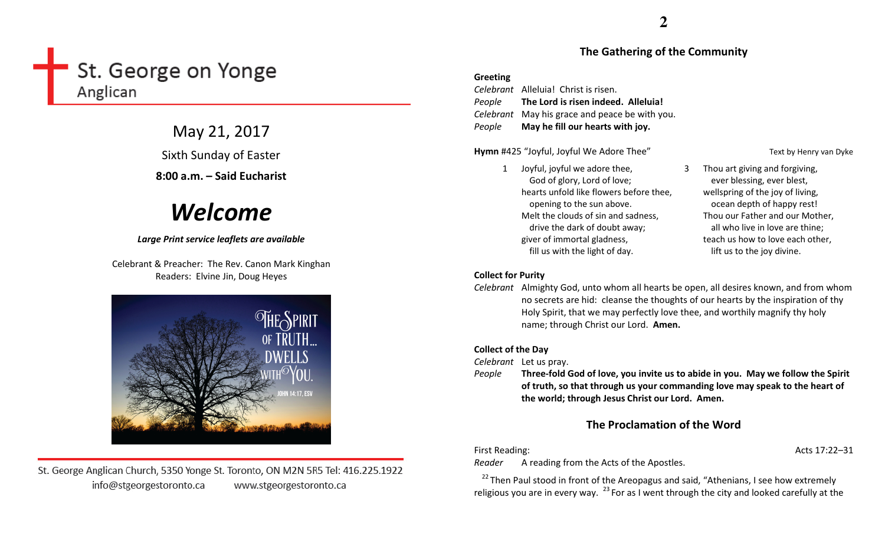# St. George on Yonge
Anglican

May 21, 2017

Sixth Sunday of Easter

**8:00 a.m. – Said Eucharist**

# ***Welcome***

***Large Print service leaflets are available***

Celebrant & Preacher: The Rev. Canon Mark Kinghan
Readers: Elvine Jin, Doug Heyes

St. George Anglican Church, 5350 Yonge St. Toronto, ON M2N 5R5 Tel: 416.225.1922
info@stgeorgestoronto.ca www.stgeorgestoronto.ca

## The Gathering of the Community

**Greeting**

*Celebrant* Alleluia! Christ is risen.
*People* **The Lord is risen indeed. Alleluia!**
*Celebrant* May his grace and peace be with you.
*People* **May he fill our hearts with joy.**

**Hymn** #425 "Joyful, Joyful We Adore Thee" Text by Henry van Dyke

1 Joyful, joyful we adore thee,
God of glory, Lord of love;
hearts unfold like flowers before thee,
opening to the sun above.
Melt the clouds of sin and sadness,
drive the dark of doubt away;
giver of immortal gladness,
fill us with the light of day.

3 Thou art giving and forgiving,
ever blessing, ever blest,
wellspring of the joy of living,
ocean depth of happy rest!
Thou our Father and our Mother,
all who live in love are thine;
teach us how to love each other,
lift us to the joy divine.

**Collect for Purity**

*Celebrant* Almighty God, unto whom all hearts be open, all desires known, and from whom no secrets are hid: cleanse the thoughts of our hearts by the inspiration of thy Holy Spirit, that we may perfectly love thee, and worthily magnify thy holy name; through Christ our Lord. **Amen.**

**Collect of the Day**

*Celebrant* Let us pray.
*People* **Three-fold God of love, you invite us to abide in you. May we follow the Spirit of truth, so that through us your commanding love may speak to the heart of the world; through Jesus Christ our Lord. Amen.**

## The Proclamation of the Word

First Reading: Acts 17:22–31

*Reader* A reading from the Acts of the Apostles.

[22] Then Paul stood in front of the Areopagus and said, "Athenians, I see how extremely religious you are in every way. [23] For as I went through the city and looked carefully at the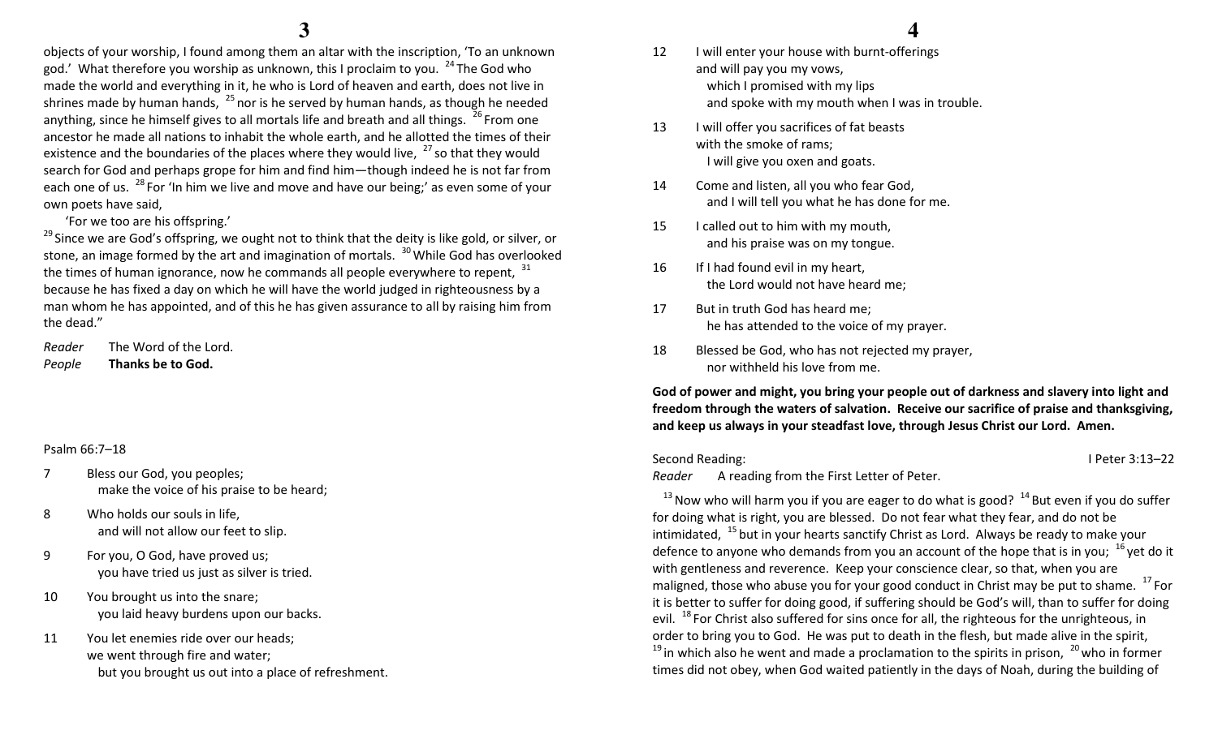objects of your worship, I found among them an altar with the inscription, 'To an unknown god.' What therefore you worship as unknown, this I proclaim to you. [24] The God who made the world and everything in it, he who is Lord of heaven and earth, does not live in shrines made by human hands, [25] nor is he served by human hands, as though he needed anything, since he himself gives to all mortals life and breath and all things. [26] From one ancestor he made all nations to inhabit the whole earth, and he allotted the times of their existence and the boundaries of the places where they would live, [27] so that they would search for God and perhaps grope for him and find him—though indeed he is not far from each one of us. [28] For 'In him we live and move and have our being;' as even some of your own poets have said,

'For we too are his offspring.'

[29] Since we are God's offspring, we ought not to think that the deity is like gold, or silver, or stone, an image formed by the art and imagination of mortals. [30] While God has overlooked the times of human ignorance, now he commands all people everywhere to repent, [31] because he has fixed a day on which he will have the world judged in righteousness by a man whom he has appointed, and of this he has given assurance to all by raising him from the dead."

*Reader* The Word of the Lord.
*People* **Thanks be to God.**

Psalm 66:7–18

7 Bless our God, you peoples;
  make the voice of his praise to be heard;

8 Who holds our souls in life,
  and will not allow our feet to slip.

9 For you, O God, have proved us;
  you have tried us just as silver is tried.

10 You brought us into the snare;
  you laid heavy burdens upon our backs.

11 You let enemies ride over our heads;
  we went through fire and water;
  but you brought us out into a place of refreshment.

12 I will enter your house with burnt-offerings
  and will pay you my vows,
  which I promised with my lips
  and spoke with my mouth when I was in trouble.

13 I will offer you sacrifices of fat beasts
  with the smoke of rams;
  I will give you oxen and goats.

14 Come and listen, all you who fear God,
  and I will tell you what he has done for me.

15 I called out to him with my mouth,
  and his praise was on my tongue.

16 If I had found evil in my heart,
  the Lord would not have heard me;

17 But in truth God has heard me;
  he has attended to the voice of my prayer.

18 Blessed be God, who has not rejected my prayer,
  nor withheld his love from me.

**God of power and might, you bring your people out of darkness and slavery into light and freedom through the waters of salvation. Receive our sacrifice of praise and thanksgiving, and keep us always in your steadfast love, through Jesus Christ our Lord. Amen.**

Second Reading: I Peter 3:13–22

*Reader* A reading from the First Letter of Peter.

[13] Now who will harm you if you are eager to do what is good? [14] But even if you do suffer for doing what is right, you are blessed. Do not fear what they fear, and do not be intimidated, [15] but in your hearts sanctify Christ as Lord. Always be ready to make your defence to anyone who demands from you an account of the hope that is in you; [16] yet do it with gentleness and reverence. Keep your conscience clear, so that, when you are maligned, those who abuse you for your good conduct in Christ may be put to shame. [17] For it is better to suffer for doing good, if suffering should be God's will, than to suffer for doing evil. [18] For Christ also suffered for sins once for all, the righteous for the unrighteous, in order to bring you to God. He was put to death in the flesh, but made alive in the spirit, [19] in which also he went and made a proclamation to the spirits in prison, [20] who in former times did not obey, when God waited patiently in the days of Noah, during the building of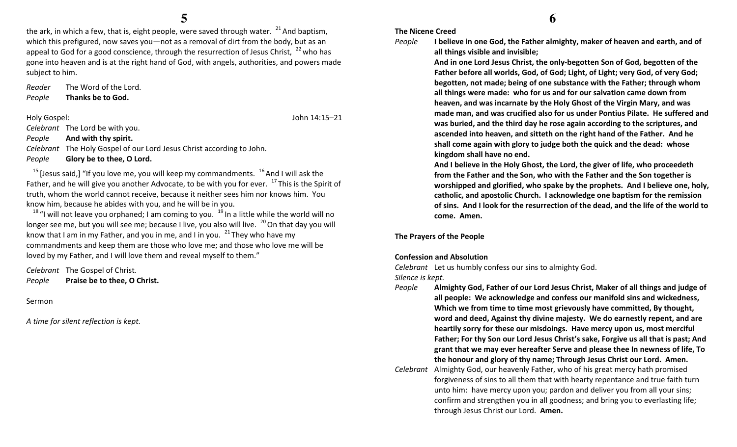the ark, in which a few, that is, eight people, were saved through water. [21] And baptism, which this prefigured, now saves you—not as a removal of dirt from the body, but as an appeal to God for a good conscience, through the resurrection of Jesus Christ, [22] who has gone into heaven and is at the right hand of God, with angels, authorities, and powers made subject to him.

*Reader* The Word of the Lord.
*People* **Thanks be to God.**

Holy Gospel: John 14:15–21

*Celebrant* The Lord be with you.
*People* **And with thy spirit.**
*Celebrant* The Holy Gospel of our Lord Jesus Christ according to John.
*People* **Glory be to thee, O Lord.**

[15] [Jesus said,] "If you love me, you will keep my commandments. [16] And I will ask the Father, and he will give you another Advocate, to be with you for ever. [17] This is the Spirit of truth, whom the world cannot receive, because it neither sees him nor knows him. You know him, because he abides with you, and he will be in you.

[18] "I will not leave you orphaned; I am coming to you. [19] In a little while the world will no longer see me, but you will see me; because I live, you also will live. [20] On that day you will know that I am in my Father, and you in me, and I in you. [21] They who have my commandments and keep them are those who love me; and those who love me will be loved by my Father, and I will love them and reveal myself to them."

*Celebrant* The Gospel of Christ.
*People* **Praise be to thee, O Christ.**

Sermon

*A time for silent reflection is kept.*

**The Nicene Creed**

*People* **I believe in one God, the Father almighty, maker of heaven and earth, and of all things visible and invisible;**

**And in one Lord Jesus Christ, the only-begotten Son of God, begotten of the Father before all worlds, God, of God; Light, of Light; very God, of very God; begotten, not made; being of one substance with the Father; through whom all things were made: who for us and for our salvation came down from heaven, and was incarnate by the Holy Ghost of the Virgin Mary, and was made man, and was crucified also for us under Pontius Pilate. He suffered and was buried, and the third day he rose again according to the scriptures, and ascended into heaven, and sitteth on the right hand of the Father. And he shall come again with glory to judge both the quick and the dead: whose kingdom shall have no end.**

**And I believe in the Holy Ghost, the Lord, the giver of life, who proceedeth from the Father and the Son, who with the Father and the Son together is worshipped and glorified, who spake by the prophets. And I believe one, holy, catholic, and apostolic Church. I acknowledge one baptism for the remission of sins. And I look for the resurrection of the dead, and the life of the world to come. Amen.**

**The Prayers of the People**

**Confession and Absolution**

*Celebrant* Let us humbly confess our sins to almighty God.
*Silence is kept.*
*People* **Almighty God, Father of our Lord Jesus Christ, Maker of all things and judge of all people: We acknowledge and confess our manifold sins and wickedness, Which we from time to time most grievously have committed, By thought, word and deed, Against thy divine majesty. We do earnestly repent, and are heartily sorry for these our misdoings. Have mercy upon us, most merciful Father; For thy Son our Lord Jesus Christ's sake, Forgive us all that is past; And grant that we may ever hereafter Serve and please thee In newness of life, To the honour and glory of thy name; Through Jesus Christ our Lord. Amen.**
*Celebrant* Almighty God, our heavenly Father, who of his great mercy hath promised forgiveness of sins to all them that with hearty repentance and true faith turn unto him: have mercy upon you; pardon and deliver you from all your sins; confirm and strengthen you in all goodness; and bring you to everlasting life; through Jesus Christ our Lord. **Amen.**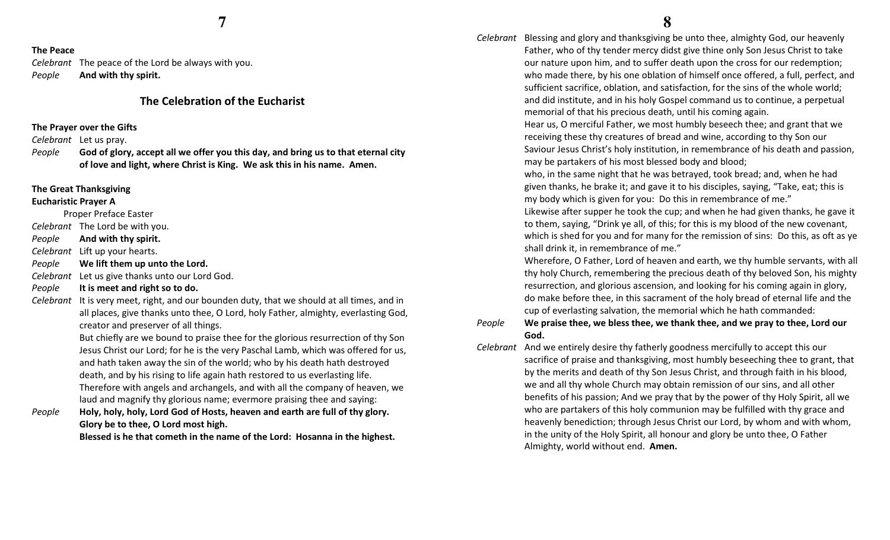**The Peace**

*Celebrant* The peace of the Lord be always with you.
*People* **And with thy spirit.**

## The Celebration of the Eucharist

**The Prayer over the Gifts**

*Celebrant* Let us pray.
*People* **God of glory, accept all we offer you this day, and bring us to that eternal city of love and light, where Christ is King. We ask this in his name. Amen.**

**The Great Thanksgiving**
**Eucharistic Prayer A**

Proper Preface Easter

*Celebrant* The Lord be with you.
*People* **And with thy spirit.**
*Celebrant* Lift up your hearts.
*People* **We lift them up unto the Lord.**
*Celebrant* Let us give thanks unto our Lord God.
*People* **It is meet and right so to do.**
*Celebrant* It is very meet, right, and our bounden duty, that we should at all times, and in all places, give thanks unto thee, O Lord, holy Father, almighty, everlasting God, creator and preserver of all things.
But chiefly are we bound to praise thee for the glorious resurrection of thy Son Jesus Christ our Lord; for he is the very Paschal Lamb, which was offered for us, and hath taken away the sin of the world; who by his death hath destroyed death, and by his rising to life again hath restored to us everlasting life.
Therefore with angels and archangels, and with all the company of heaven, we laud and magnify thy glorious name; evermore praising thee and saying:
*People* **Holy, holy, holy, Lord God of Hosts, heaven and earth are full of thy glory. Glory be to thee, O Lord most high.**
**Blessed is he that cometh in the name of the Lord: Hosanna in the highest.**

*Celebrant* Blessing and glory and thanksgiving be unto thee, almighty God, our heavenly Father, who of thy tender mercy didst give thine only Son Jesus Christ to take our nature upon him, and to suffer death upon the cross for our redemption; who made there, by his one oblation of himself once offered, a full, perfect, and sufficient sacrifice, oblation, and satisfaction, for the sins of the whole world; and did institute, and in his holy Gospel command us to continue, a perpetual memorial of that his precious death, until his coming again.
Hear us, O merciful Father, we most humbly beseech thee; and grant that we receiving these thy creatures of bread and wine, according to thy Son our Saviour Jesus Christ's holy institution, in remembrance of his death and passion, may be partakers of his most blessed body and blood;
who, in the same night that he was betrayed, took bread; and, when he had given thanks, he brake it; and gave it to his disciples, saying, "Take, eat; this is my body which is given for you: Do this in remembrance of me."
Likewise after supper he took the cup; and when he had given thanks, he gave it to them, saying, "Drink ye all, of this; for this is my blood of the new covenant, which is shed for you and for many for the remission of sins: Do this, as oft as ye shall drink it, in remembrance of me."
Wherefore, O Father, Lord of heaven and earth, we thy humble servants, with all thy holy Church, remembering the precious death of thy beloved Son, his mighty resurrection, and glorious ascension, and looking for his coming again in glory, do make before thee, in this sacrament of the holy bread of eternal life and the cup of everlasting salvation, the memorial which he hath commanded:
*People* **We praise thee, we bless thee, we thank thee, and we pray to thee, Lord our God.**
*Celebrant* And we entirely desire thy fatherly goodness mercifully to accept this our sacrifice of praise and thanksgiving, most humbly beseeching thee to grant, that by the merits and death of thy Son Jesus Christ, and through faith in his blood, we and all thy whole Church may obtain remission of our sins, and all other benefits of his passion; And we pray that by the power of thy Holy Spirit, all we who are partakers of this holy communion may be fulfilled with thy grace and heavenly benediction; through Jesus Christ our Lord, by whom and with whom, in the unity of the Holy Spirit, all honour and glory be unto thee, O Father Almighty, world without end. **Amen.**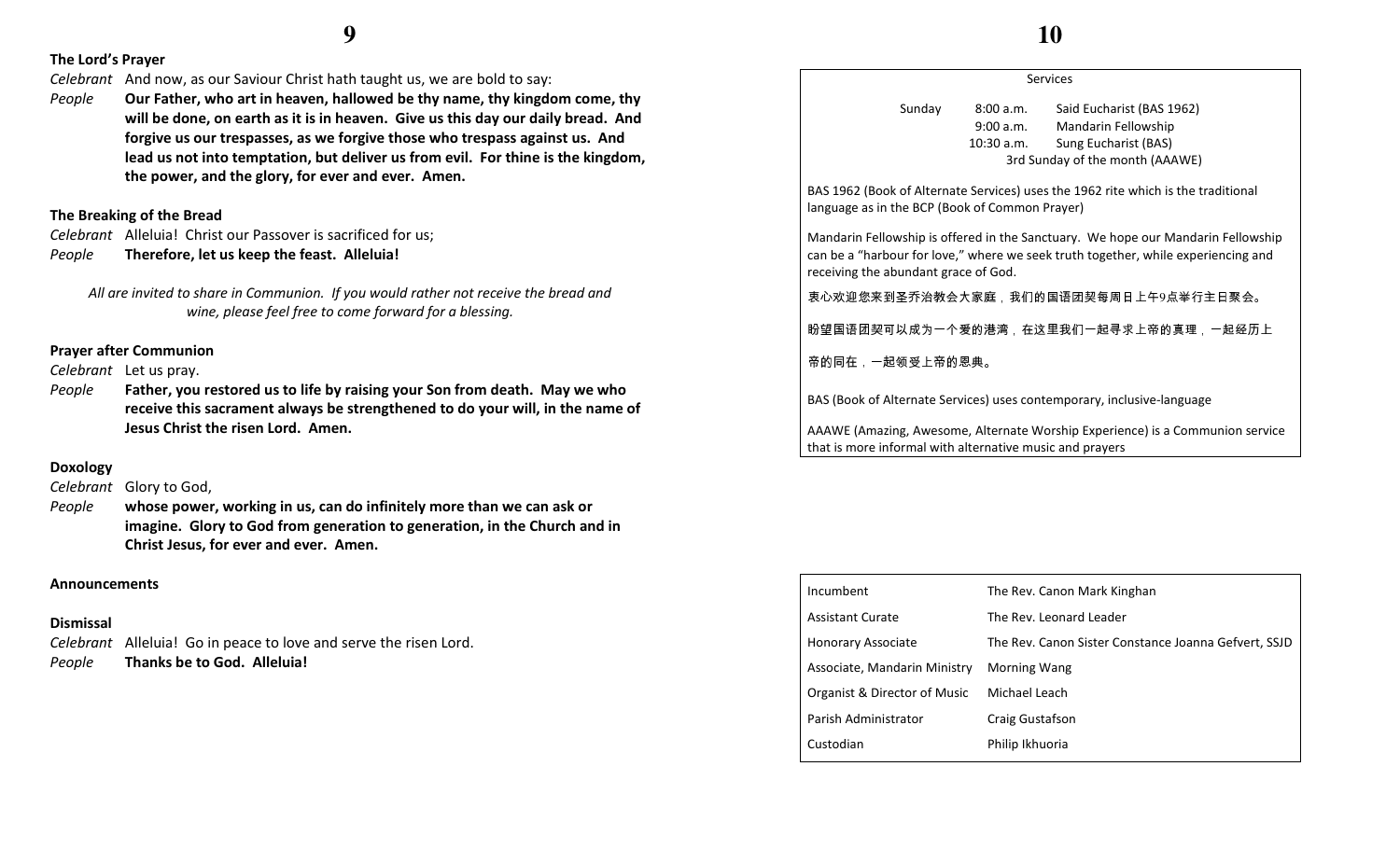### The Lord's Prayer

*Celebrant* And now, as our Saviour Christ hath taught us, we are bold to say:

*People* **Our Father, who art in heaven, hallowed be thy name, thy kingdom come, thy will be done, on earth as it is in heaven. Give us this day our daily bread. And forgive us our trespasses, as we forgive those who trespass against us. And lead us not into temptation, but deliver us from evil. For thine is the kingdom, the power, and the glory, for ever and ever. Amen.**

### The Breaking of the Bread

*Celebrant* Alleluia! Christ our Passover is sacrificed for us;

*People* **Therefore, let us keep the feast. Alleluia!**

*All are invited to share in Communion. If you would rather not receive the bread and wine, please feel free to come forward for a blessing.*

### Prayer after Communion

*Celebrant* Let us pray.

*People* **Father, you restored us to life by raising your Son from death. May we who receive this sacrament always be strengthened to do your will, in the name of Jesus Christ the risen Lord. Amen.**

### Doxology

*Celebrant* Glory to God,

*People* **whose power, working in us, can do infinitely more than we can ask or imagine. Glory to God from generation to generation, in the Church and in Christ Jesus, for ever and ever. Amen.**

### Announcements

### Dismissal

*Celebrant* Alleluia! Go in peace to love and serve the risen Lord.

*People* **Thanks be to God. Alleluia!**

Services

| | | |
|---|---|---|
| Sunday | 8:00 a.m. | Said Eucharist (BAS 1962) |
| | 9:00 a.m. | Mandarin Fellowship |
| | 10:30 a.m. | Sung Eucharist (BAS) |
| | | 3rd Sunday of the month (AAAWE) |

BAS 1962 (Book of Alternate Services) uses the 1962 rite which is the traditional language as in the BCP (Book of Common Prayer)

Mandarin Fellowship is offered in the Sanctuary. We hope our Mandarin Fellowship can be a "harbour for love," where we seek truth together, while experiencing and receiving the abundant grace of God.

衷心欢迎您来到圣乔治教会大家庭，我们的国语团契每周日上午9点举行主日聚会。

盼望国语团契可以成为一个爱的港湾，在这里我们一起寻求上帝的真理，一起经历上帝的同在，一起领受上帝的恩典。

BAS (Book of Alternate Services) uses contemporary, inclusive-language

AAAWE (Amazing, Awesome, Alternate Worship Experience) is a Communion service that is more informal with alternative music and prayers

| | |
|---|---|
| Incumbent | The Rev. Canon Mark Kinghan |
| Assistant Curate | The Rev. Leonard Leader |
| Honorary Associate | The Rev. Canon Sister Constance Joanna Gefvert, SSJD |
| Associate, Mandarin Ministry | Morning Wang |
| Organist & Director of Music | Michael Leach |
| Parish Administrator | Craig Gustafson |
| Custodian | Philip Ikhuoria |